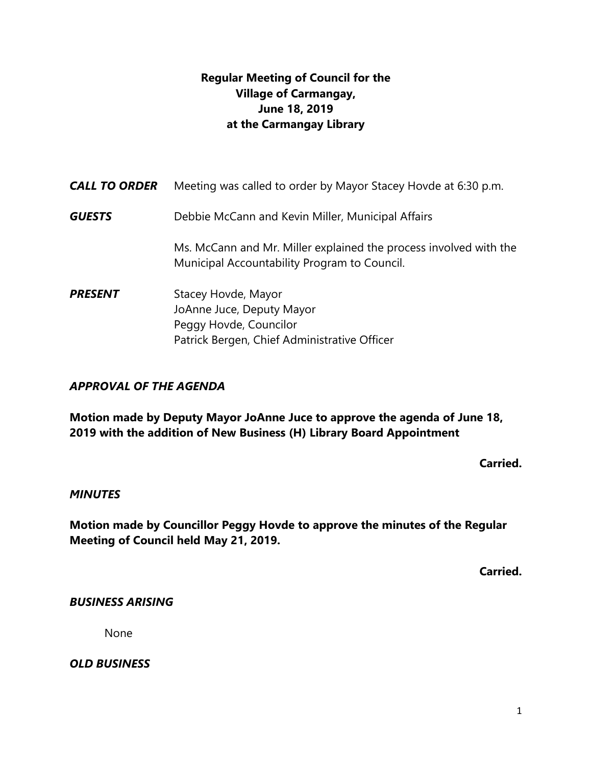**Regular Meeting of Council for the**
**Village of Carmangay,**
**June 18, 2019**
**at the Carmangay Library**

***CALL TO ORDER*** Meeting was called to order by Mayor Stacey Hovde at 6:30 p.m.

***GUESTS*** Debbie McCann and Kevin Miller, Municipal Affairs

Ms. McCann and Mr. Miller explained the process involved with the Municipal Accountability Program to Council.

***PRESENT*** Stacey Hovde, Mayor
JoAnne Juce, Deputy Mayor
Peggy Hovde, Councilor
Patrick Bergen, Chief Administrative Officer

***APPROVAL OF THE AGENDA***

**Motion made by Deputy Mayor JoAnne Juce to approve the agenda of June 18, 2019 with the addition of New Business (H) Library Board Appointment**

**Carried.**

***MINUTES***

**Motion made by Councillor Peggy Hovde to approve the minutes of the Regular Meeting of Council held May 21, 2019.**

**Carried.**

***BUSINESS ARISING***

None

***OLD BUSINESS***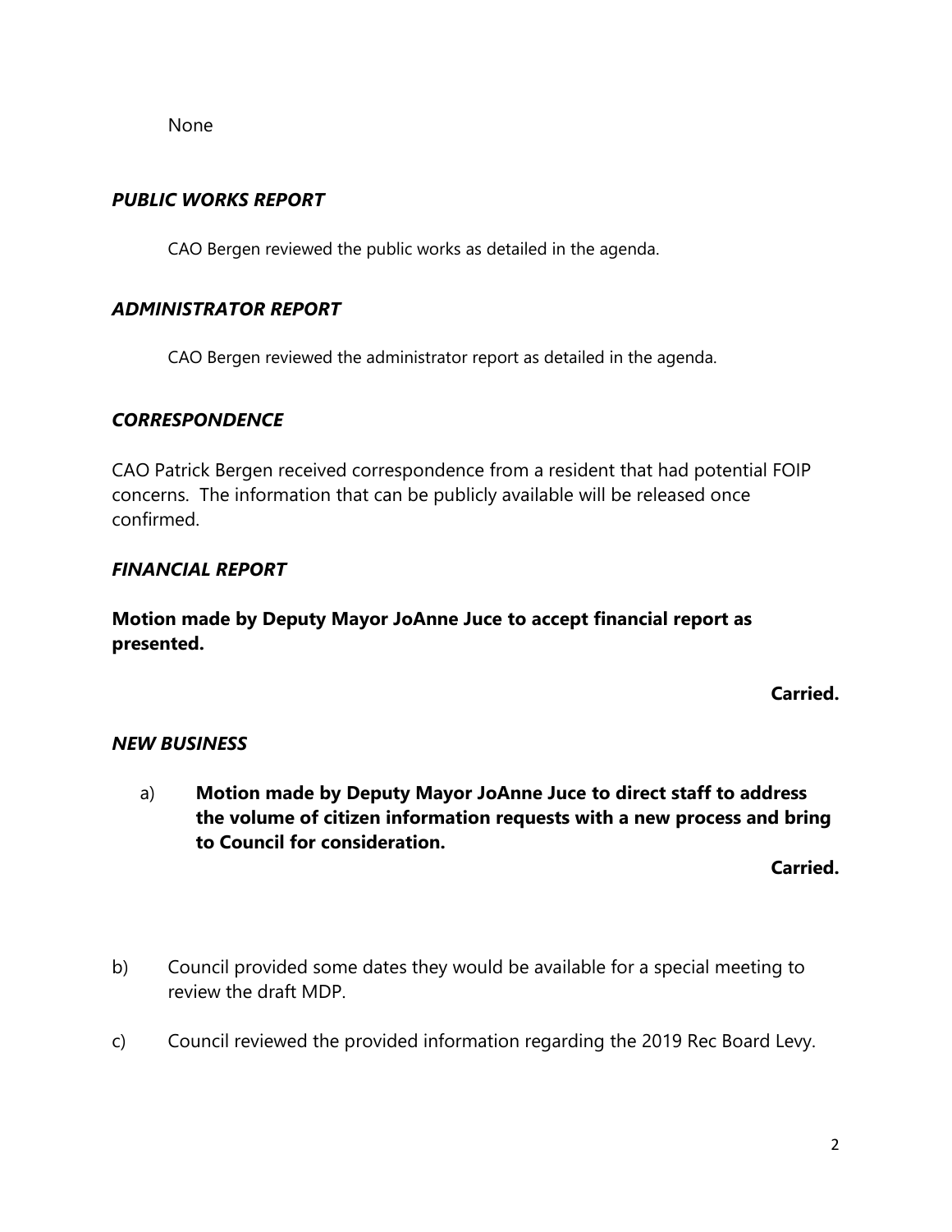None

### *PUBLIC WORKS REPORT*

CAO Bergen reviewed the public works as detailed in the agenda.

### *ADMINISTRATOR REPORT*

CAO Bergen reviewed the administrator report as detailed in the agenda.

### *CORRESPONDENCE*

CAO Patrick Bergen received correspondence from a resident that had potential FOIP concerns. The information that can be publicly available will be released once confirmed.

### *FINANCIAL REPORT*

**Motion made by Deputy Mayor JoAnne Juce to accept financial report as presented.**

**Carried.**

### *NEW BUSINESS*

a) **Motion made by Deputy Mayor JoAnne Juce to direct staff to address the volume of citizen information requests with a new process and bring to Council for consideration.**

**Carried.**

b) Council provided some dates they would be available for a special meeting to review the draft MDP.

c) Council reviewed the provided information regarding the 2019 Rec Board Levy.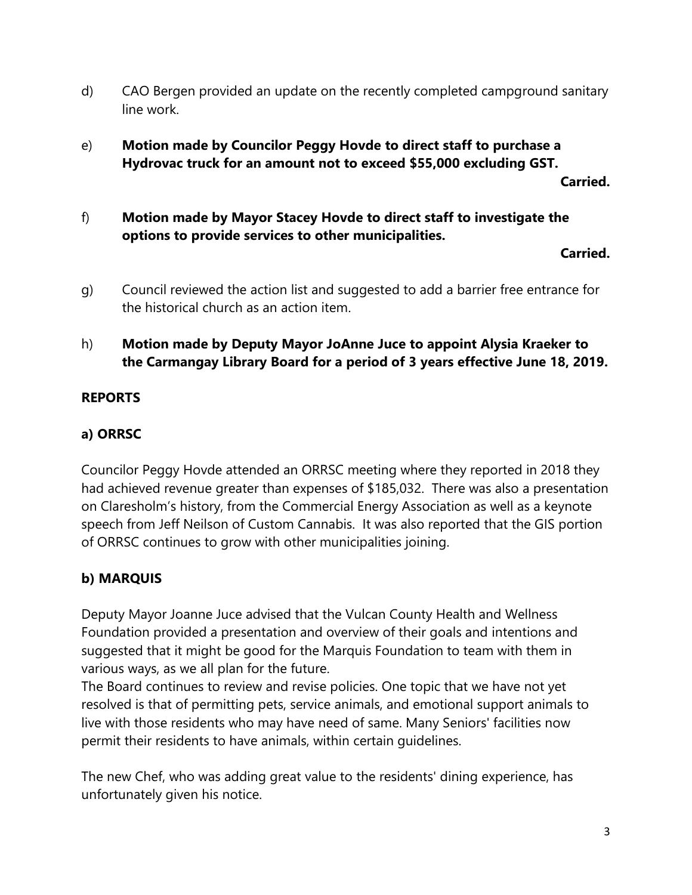d) CAO Bergen provided an update on the recently completed campground sanitary line work.

e) **Motion made by Councilor Peggy Hovde to direct staff to purchase a Hydrovac truck for an amount not to exceed $55,000 excluding GST.**

**Carried.**

f) **Motion made by Mayor Stacey Hovde to direct staff to investigate the options to provide services to other municipalities.**

**Carried.**

g) Council reviewed the action list and suggested to add a barrier free entrance for the historical church as an action item.

h) **Motion made by Deputy Mayor JoAnne Juce to appoint Alysia Kraeker to the Carmangay Library Board for a period of 3 years effective June 18, 2019.**

**REPORTS**

**a) ORRSC**

Councilor Peggy Hovde attended an ORRSC meeting where they reported in 2018 they had achieved revenue greater than expenses of $185,032. There was also a presentation on Claresholm's history, from the Commercial Energy Association as well as a keynote speech from Jeff Neilson of Custom Cannabis. It was also reported that the GIS portion of ORRSC continues to grow with other municipalities joining.

**b) MARQUIS**

Deputy Mayor Joanne Juce advised that the Vulcan County Health and Wellness Foundation provided a presentation and overview of their goals and intentions and suggested that it might be good for the Marquis Foundation to team with them in various ways, as we all plan for the future.

The Board continues to review and revise policies. One topic that we have not yet resolved is that of permitting pets, service animals, and emotional support animals to live with those residents who may have need of same. Many Seniors' facilities now permit their residents to have animals, within certain guidelines.

The new Chef, who was adding great value to the residents' dining experience, has unfortunately given his notice.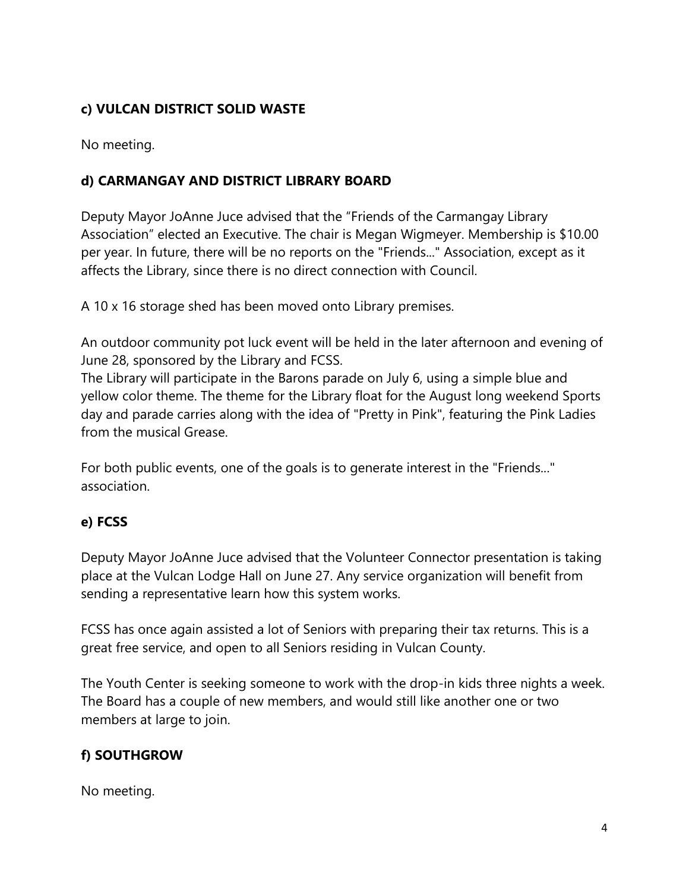**c) VULCAN DISTRICT SOLID WASTE**

No meeting.

**d) CARMANGAY AND DISTRICT LIBRARY BOARD**

Deputy Mayor JoAnne Juce advised that the “Friends of the Carmangay Library Association” elected an Executive. The chair is Megan Wigmeyer. Membership is $10.00 per year. In future, there will be no reports on the "Friends..." Association, except as it affects the Library, since there is no direct connection with Council.

A 10 x 16 storage shed has been moved onto Library premises.

An outdoor community pot luck event will be held in the later afternoon and evening of June 28, sponsored by the Library and FCSS.
The Library will participate in the Barons parade on July 6, using a simple blue and yellow color theme. The theme for the Library float for the August long weekend Sports day and parade carries along with the idea of "Pretty in Pink", featuring the Pink Ladies from the musical Grease.

For both public events, one of the goals is to generate interest in the "Friends..." association.

**e) FCSS**

Deputy Mayor JoAnne Juce advised that the Volunteer Connector presentation is taking place at the Vulcan Lodge Hall on June 27. Any service organization will benefit from sending a representative learn how this system works.

FCSS has once again assisted a lot of Seniors with preparing their tax returns. This is a great free service, and open to all Seniors residing in Vulcan County.

The Youth Center is seeking someone to work with the drop-in kids three nights a week. The Board has a couple of new members, and would still like another one or two members at large to join.

**f) SOUTHGROW**

No meeting.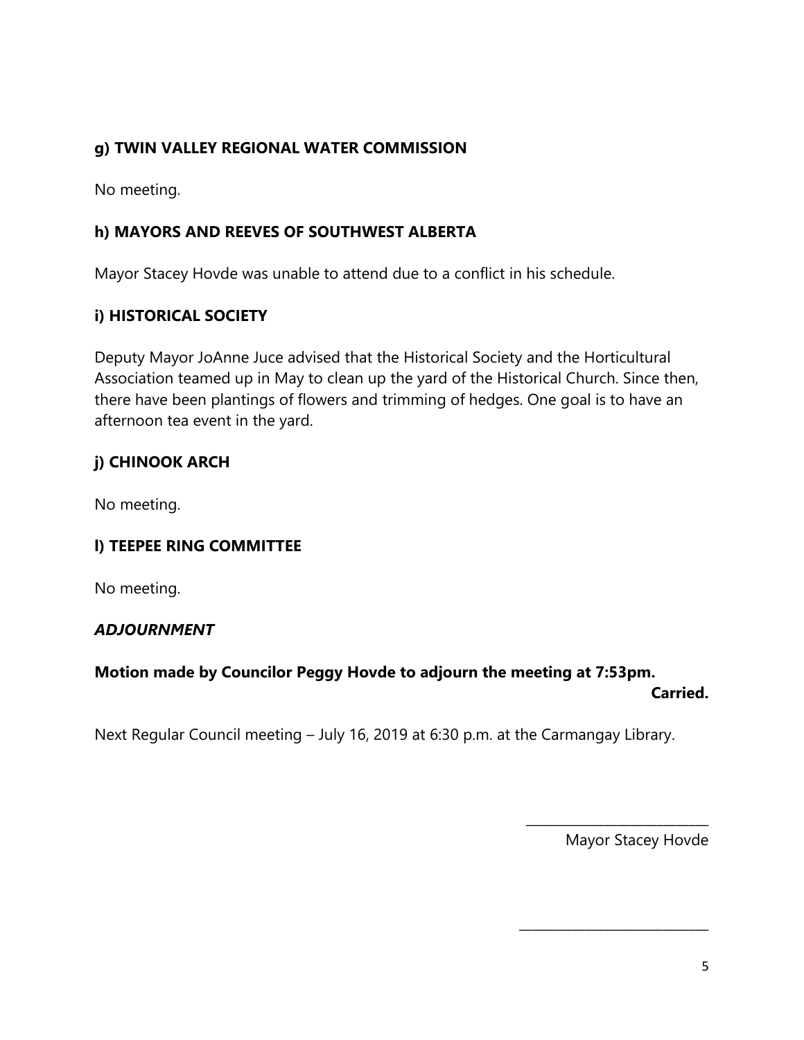### g) TWIN VALLEY REGIONAL WATER COMMISSION

No meeting.

### h) MAYORS AND REEVES OF SOUTHWEST ALBERTA

Mayor Stacey Hovde was unable to attend due to a conflict in his schedule.

### i) HISTORICAL SOCIETY

Deputy Mayor JoAnne Juce advised that the Historical Society and the Horticultural Association teamed up in May to clean up the yard of the Historical Church. Since then, there have been plantings of flowers and trimming of hedges. One goal is to have an afternoon tea event in the yard.

### j) CHINOOK ARCH

No meeting.

### l) TEEPEE RING COMMITTEE

No meeting.

### *ADJOURNMENT*

**Motion made by Councilor Peggy Hovde to adjourn the meeting at 7:53pm.**
**Carried.**

Next Regular Council meeting – July 16, 2019 at 6:30 p.m. at the Carmangay Library.

\_\_\_\_\_\_\_\_\_\_\_\_\_\_\_\_\_\_\_\_\_\_\_\_\_\_
Mayor Stacey Hovde

\_\_\_\_\_\_\_\_\_\_\_\_\_\_\_\_\_\_\_\_\_\_\_\_\_\_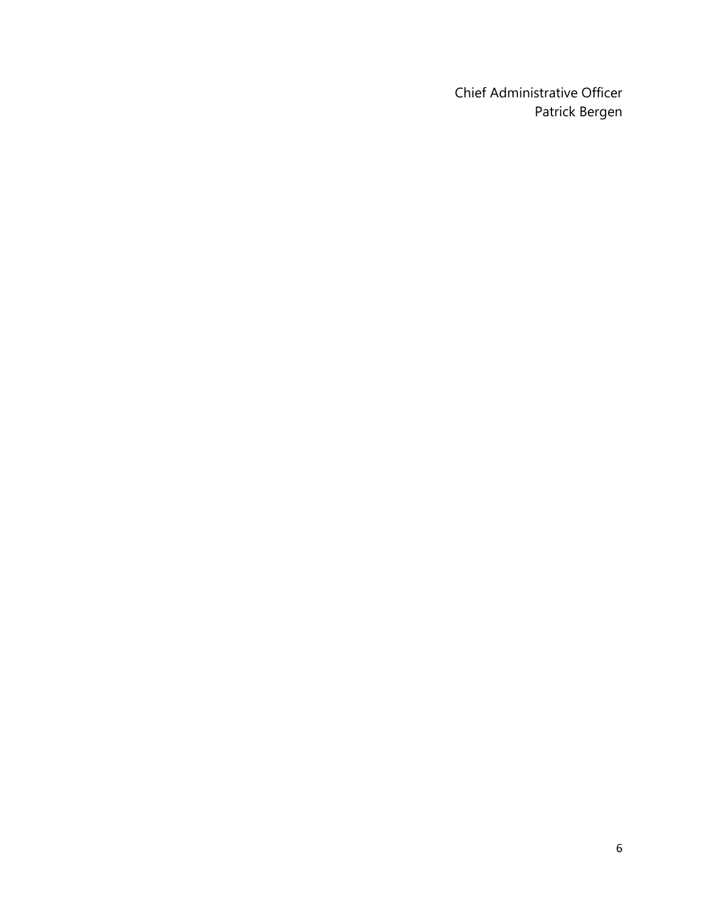Chief Administrative Officer
Patrick Bergen